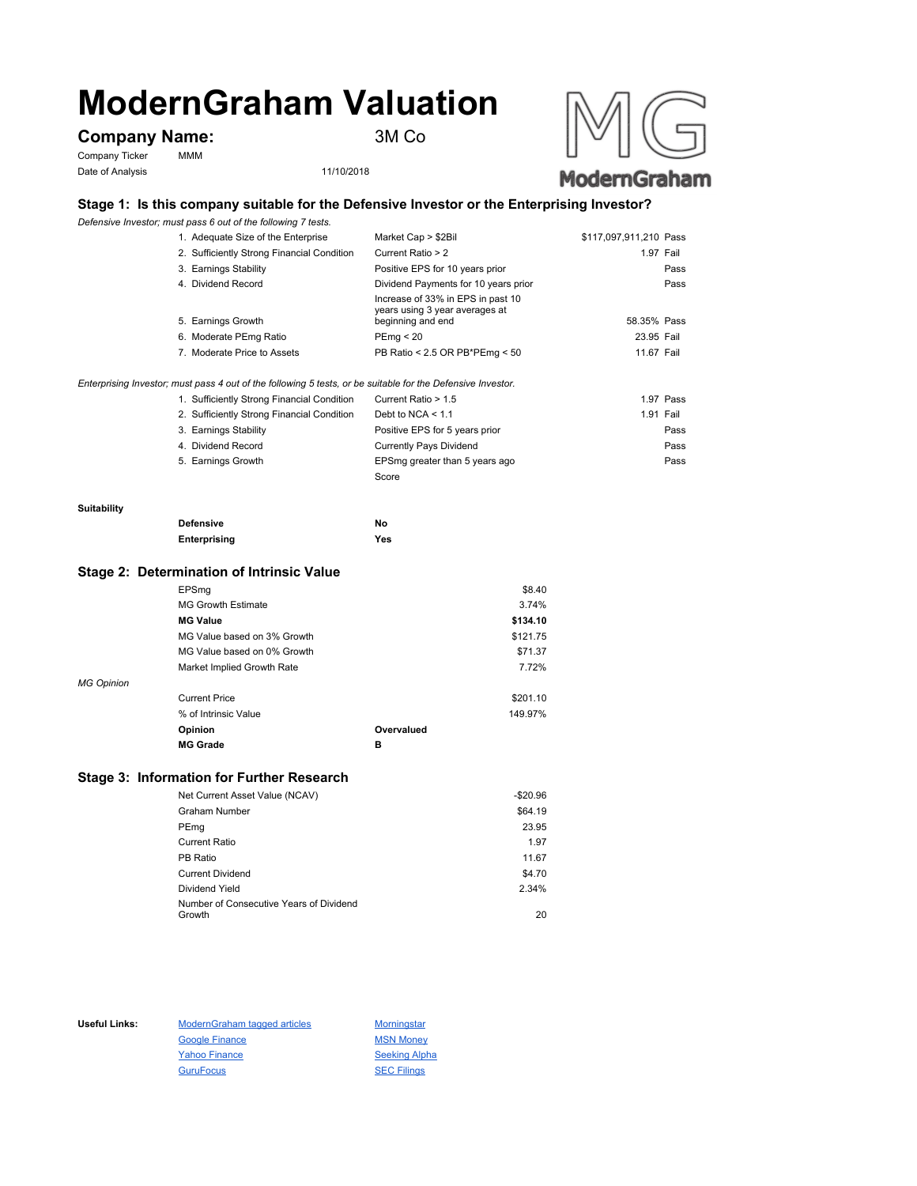# ModernGraham Valuation

## Company Name: 3M Co

Company Ticker MMM

Date of Analysis 11/10/2018

### Stage 1: Is this company suitable for the Defensive Investor or the Enterprising Investor?

*Defensive Investor; must pass 6 out of the following 7 tests.*

| Test | Criterion | Value | Result |
|---|---|---|---|
| 1. Adequate Size of the Enterprise | Market Cap > $2Bil | $117,097,911,210 | Pass |
| 2. Sufficiently Strong Financial Condition | Current Ratio > 2 | 1.97 | Fail |
| 3. Earnings Stability | Positive EPS for 10 years prior | | Pass |
| 4. Dividend Record | Dividend Payments for 10 years prior | | Pass |
| 5. Earnings Growth | Increase of 33% in EPS in past 10 years using 3 year averages at beginning and end | 58.35% | Pass |
| 6. Moderate PEmg Ratio | PEmg < 20 | 23.95 | Fail |
| 7. Moderate Price to Assets | PB Ratio < 2.5 OR PB*PEmg < 50 | 11.67 | Fail |

*Enterprising Investor; must pass 4 out of the following 5 tests, or be suitable for the Defensive Investor.*

| Test | Criterion | Value | Result |
|---|---|---|---|
| 1. Sufficiently Strong Financial Condition | Current Ratio > 1.5 | 1.97 | Pass |
| 2. Sufficiently Strong Financial Condition | Debt to NCA < 1.1 | 1.91 | Fail |
| 3. Earnings Stability | Positive EPS for 5 years prior | | Pass |
| 4. Dividend Record | Currently Pays Dividend | | Pass |
| 5. Earnings Growth | EPSmg greater than 5 years ago | | Pass |
| | Score | | |

**Suitability**

| | |
|---|---|
| **Defensive** | No |
| **Enterprising** | Yes |

### Stage 2: Determination of Intrinsic Value

| | |
|---|---|
| EPSmg | $8.40 |
| MG Growth Estimate | 3.74% |
| **MG Value** | **$134.10** |
| MG Value based on 3% Growth | $121.75 |
| MG Value based on 0% Growth | $71.37 |
| Market Implied Growth Rate | 7.72% |

*MG Opinion*

| | |
|---|---|
| Current Price | $201.10 |
| % of Intrinsic Value | 149.97% |
| **Opinion** | Overvalued |
| **MG Grade** | B |

### Stage 3: Information for Further Research

| | |
|---|---|
| Net Current Asset Value (NCAV) | -$20.96 |
| Graham Number | $64.19 |
| PEmg | 23.95 |
| Current Ratio | 1.97 |
| PB Ratio | 11.67 |
| Current Dividend | $4.70 |
| Dividend Yield | 2.34% |
| Number of Consecutive Years of Dividend Growth | 20 |

**Useful Links:**

- ModernGraham tagged articles
- Google Finance
- Yahoo Finance
- GuruFocus
- Morningstar
- MSN Money
- Seeking Alpha
- SEC Filings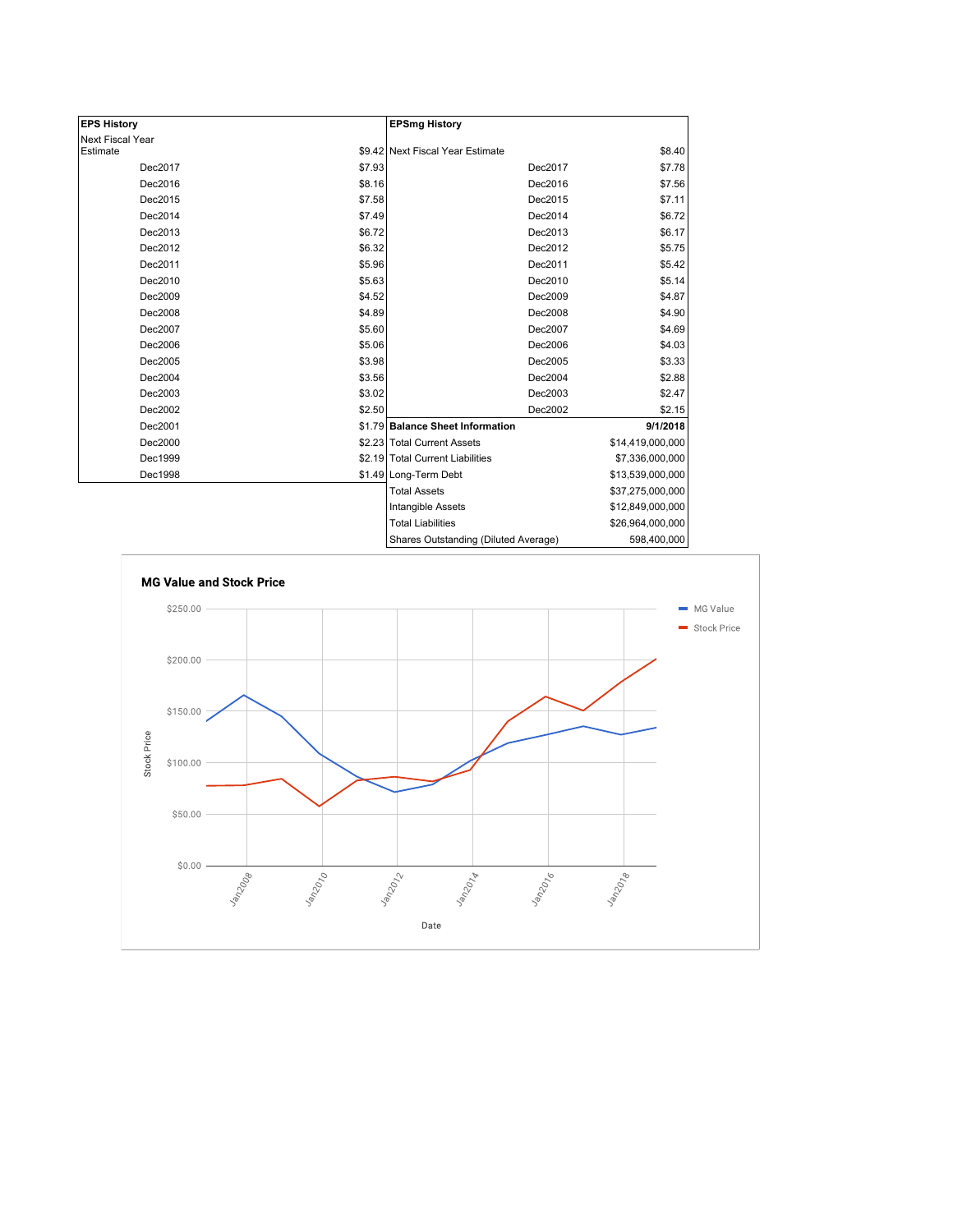| EPS History | |
|---|---|
| Next Fiscal Year Estimate | $9.42 |
| Dec2017 | $7.93 |
| Dec2016 | $8.16 |
| Dec2015 | $7.58 |
| Dec2014 | $7.49 |
| Dec2013 | $6.72 |
| Dec2012 | $6.32 |
| Dec2011 | $5.96 |
| Dec2010 | $5.63 |
| Dec2009 | $4.52 |
| Dec2008 | $4.89 |
| Dec2007 | $5.60 |
| Dec2006 | $5.06 |
| Dec2005 | $3.98 |
| Dec2004 | $3.56 |
| Dec2003 | $3.02 |
| Dec2002 | $2.50 |
| Dec2001 | $1.79 |
| Dec2000 | $2.23 |
| Dec1999 | $2.19 |
| Dec1998 | $1.49 |

| EPSmg History | |
|---|---|
| Next Fiscal Year Estimate | $8.40 |
| Dec2017 | $7.78 |
| Dec2016 | $7.56 |
| Dec2015 | $7.11 |
| Dec2014 | $6.72 |
| Dec2013 | $6.17 |
| Dec2012 | $5.75 |
| Dec2011 | $5.42 |
| Dec2010 | $5.14 |
| Dec2009 | $4.87 |
| Dec2008 | $4.90 |
| Dec2007 | $4.69 |
| Dec2006 | $4.03 |
| Dec2005 | $3.33 |
| Dec2004 | $2.88 |
| Dec2003 | $2.47 |
| Dec2002 | $2.15 |

| Balance Sheet Information | 9/1/2018 |
|---|---|
| Total Current Assets | $14,419,000,000 |
| Total Current Liabilities | $7,336,000,000 |
| Long-Term Debt | $13,539,000,000 |
| Total Assets | $37,275,000,000 |
| Intangible Assets | $12,849,000,000 |
| Total Liabilities | $26,964,000,000 |
| Shares Outstanding (Diluted Average) | 598,400,000 |

**MG Value and Stock Price**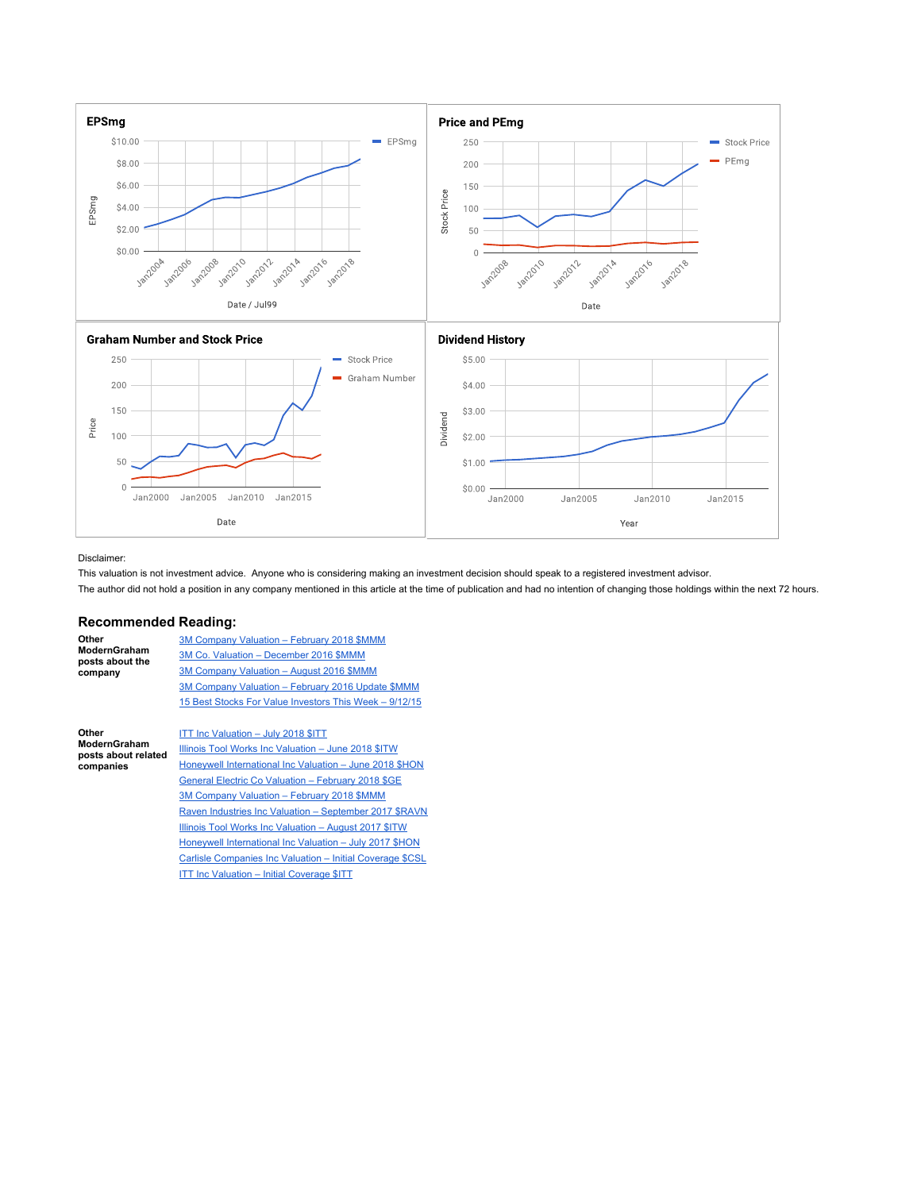EPSmg

$10.00
$8.00
$6.00
$4.00
$2.00
$0.00

EPSmg

Jan2004 Jan2006 Jan2008 Jan2010 Jan2012 Jan2014 Jan2016 Jan2018

Date / Jul99

Price and PEmg

250
200
150
100
50
0

Stock Price

Stock Price
PEmg

Jan2008 Jan2010 Jan2012 Jan2014 Jan2016 Jan2018

Date

Graham Number and Stock Price

250
200
150
100
50
0

Price

Stock Price
Graham Number

Jan2000 Jan2005 Jan2010 Jan2015

Date

Dividend History

$5.00
$4.00
$3.00
$2.00
$1.00
$0.00

Dividend

Jan2000 Jan2005 Jan2010 Jan2015

Year

Disclaimer:

This valuation is not investment advice. Anyone who is considering making an investment decision should speak to a registered investment advisor.

The author did not hold a position in any company mentioned in this article at the time of publication and had no intention of changing those holdings within the next 72 hours.

## Recommended Reading:

| | |
|---|---|
| **Other ModernGraham posts about the company** | 3M Company Valuation – February 2018 $MMM<br>3M Co. Valuation – December 2016 $MMM<br>3M Company Valuation – August 2016 $MMM<br>3M Company Valuation – February 2016 Update $MMM<br>15 Best Stocks For Value Investors This Week – 9/12/15 |
| **Other ModernGraham posts about related companies** | ITT Inc Valuation – July 2018 $ITT<br>Illinois Tool Works Inc Valuation – June 2018 $ITW<br>Honeywell International Inc Valuation – June 2018 $HON<br>General Electric Co Valuation – February 2018 $GE<br>3M Company Valuation – February 2018 $MMM<br>Raven Industries Inc Valuation – September 2017 $RAVN<br>Illinois Tool Works Inc Valuation – August 2017 $ITW<br>Honeywell International Inc Valuation – July 2017 $HON<br>Carlisle Companies Inc Valuation – Initial Coverage $CSL<br>ITT Inc Valuation – Initial Coverage $ITT |